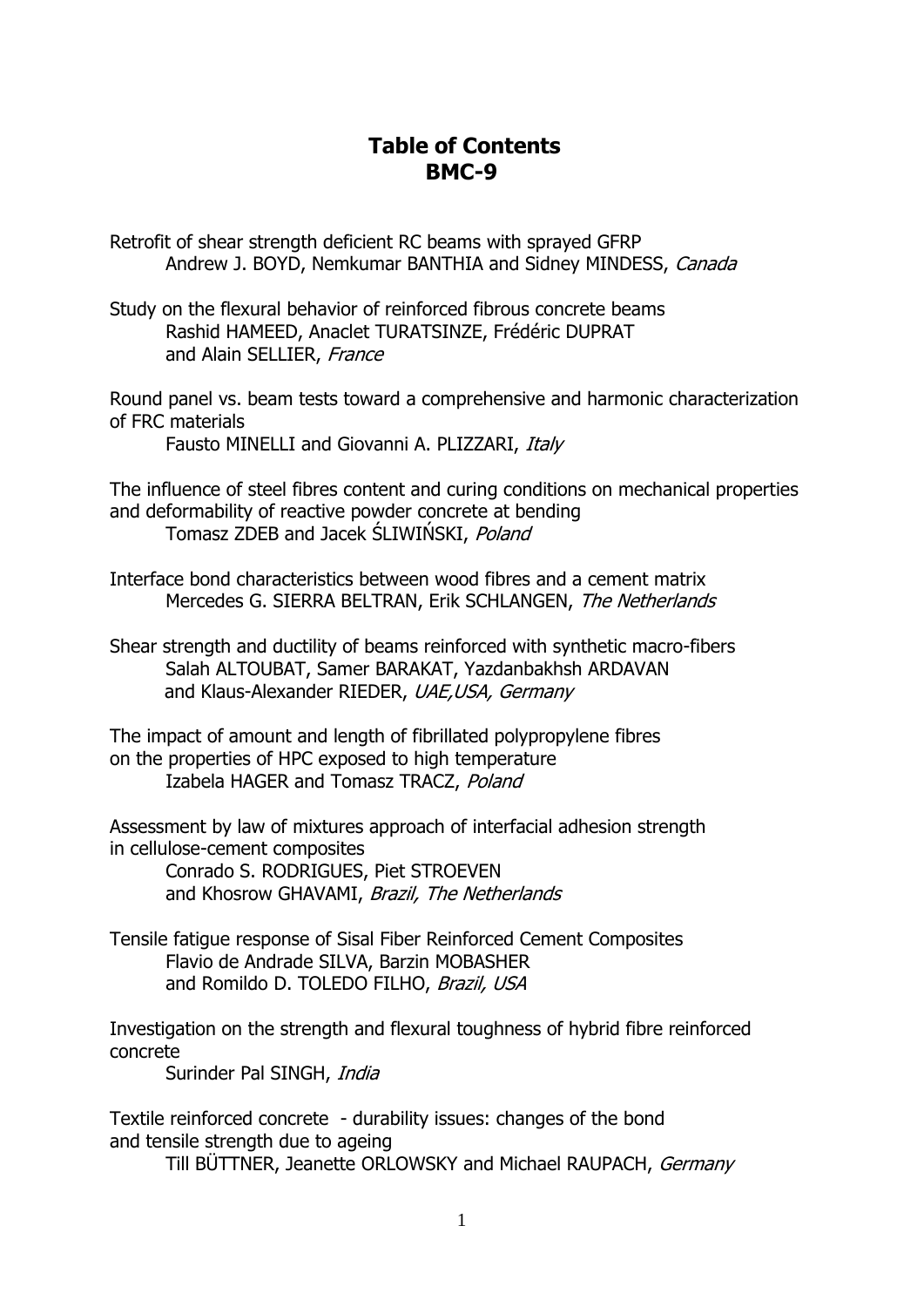# Table of Contents
# BMC-9

Retrofit of shear strength deficient RC beams with sprayed GFRP
Andrew J. BOYD, Nemkumar BANTHIA and Sidney MINDESS, *Canada*

Study on the flexural behavior of reinforced fibrous concrete beams
Rashid HAMEED, Anaclet TURATSINZE, Frédéric DUPRAT and Alain SELLIER, *France*

Round panel vs. beam tests toward a comprehensive and harmonic characterization of FRC materials
Fausto MINELLI and Giovanni A. PLIZZARI, *Italy*

The influence of steel fibres content and curing conditions on mechanical properties and deformability of reactive powder concrete at bending
Tomasz ZDEB and Jacek ŚLIWIŃSKI, *Poland*

Interface bond characteristics between wood fibres and a cement matrix
Mercedes G. SIERRA BELTRAN, Erik SCHLANGEN, *The Netherlands*

Shear strength and ductility of beams reinforced with synthetic macro-fibers
Salah ALTOUBAT, Samer BARAKAT, Yazdanbakhsh ARDAVAN and Klaus-Alexander RIEDER, *UAE,USA, Germany*

The impact of amount and length of fibrillated polypropylene fibres on the properties of HPC exposed to high temperature
Izabela HAGER and Tomasz TRACZ, *Poland*

Assessment by law of mixtures approach of interfacial adhesion strength in cellulose-cement composites
Conrado S. RODRIGUES, Piet STROEVEN and Khosrow GHAVAMI, *Brazil, The Netherlands*

Tensile fatigue response of Sisal Fiber Reinforced Cement Composites
Flavio de Andrade SILVA, Barzin MOBASHER and Romildo D. TOLEDO FILHO, *Brazil, USA*

Investigation on the strength and flexural toughness of hybrid fibre reinforced concrete
Surinder Pal SINGH, *India*

Textile reinforced concrete - durability issues: changes of the bond and tensile strength due to ageing
Till BÜTTNER, Jeanette ORLOWSKY and Michael RAUPACH, *Germany*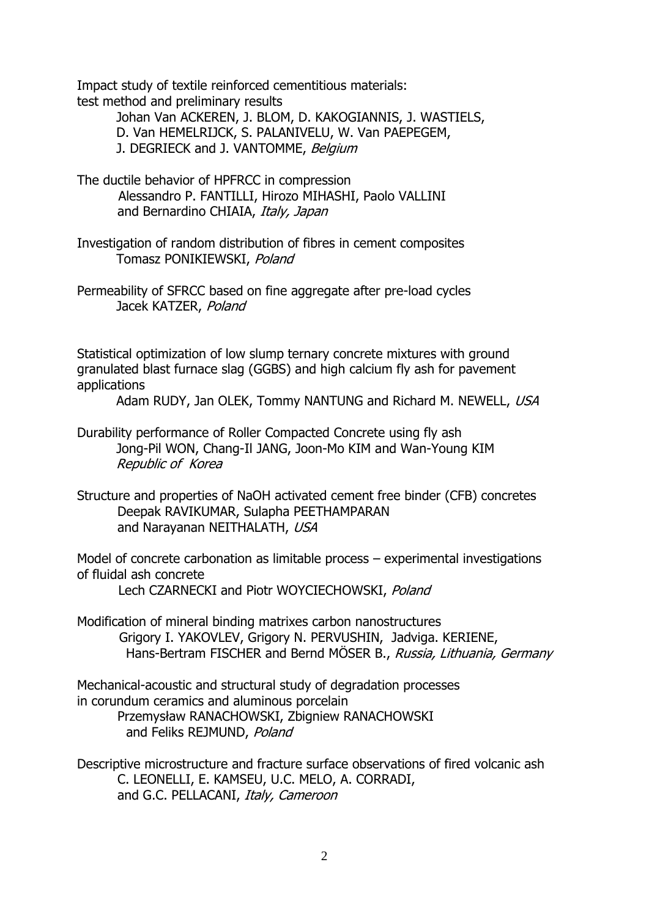Impact study of textile reinforced cementitious materials:
test method and preliminary results

Johan Van ACKEREN, J. BLOM, D. KAKOGIANNIS, J. WASTIELS,
D. Van HEMELRIJCK, S. PALANIVELU, W. Van PAEPEGEM,
J. DEGRIECK and J. VANTOMME, *Belgium*

The ductile behavior of HPFRCC in compression

Alessandro P. FANTILLI, Hirozo MIHASHI, Paolo VALLINI
and Bernardino CHIAIA, *Italy, Japan*

Investigation of random distribution of fibres in cement composites

Tomasz PONIKIEWSKI, *Poland*

Permeability of SFRCC based on fine aggregate after pre-load cycles

Jacek KATZER, *Poland*

Statistical optimization of low slump ternary concrete mixtures with ground granulated blast furnace slag (GGBS) and high calcium fly ash for pavement applications

Adam RUDY, Jan OLEK, Tommy NANTUNG and Richard M. NEWELL, *USA*

Durability performance of Roller Compacted Concrete using fly ash

Jong-Pil WON, Chang-Il JANG, Joon-Mo KIM and Wan-Young KIM
*Republic of Korea*

Structure and properties of NaOH activated cement free binder (CFB) concretes

Deepak RAVIKUMAR, Sulapha PEETHAMPARAN
and Narayanan NEITHALATH, *USA*

Model of concrete carbonation as limitable process – experimental investigations of fluidal ash concrete

Lech CZARNECKI and Piotr WOYCIECHOWSKI, *Poland*

Modification of mineral binding matrixes carbon nanostructures

Grigory I. YAKOVLEV, Grigory N. PERVUSHIN, Jadviga. KERIENE,
Hans-Bertram FISCHER and Bernd MÖSER B., *Russia, Lithuania, Germany*

Mechanical-acoustic and structural study of degradation processes in corundum ceramics and aluminous porcelain

Przemysław RANACHOWSKI, Zbigniew RANACHOWSKI
and Feliks REJMUND, *Poland*

Descriptive microstructure and fracture surface observations of fired volcanic ash

C. LEONELLI, E. KAMSEU, U.C. MELO, A. CORRADI,
and G.C. PELLACANI, *Italy, Cameroon*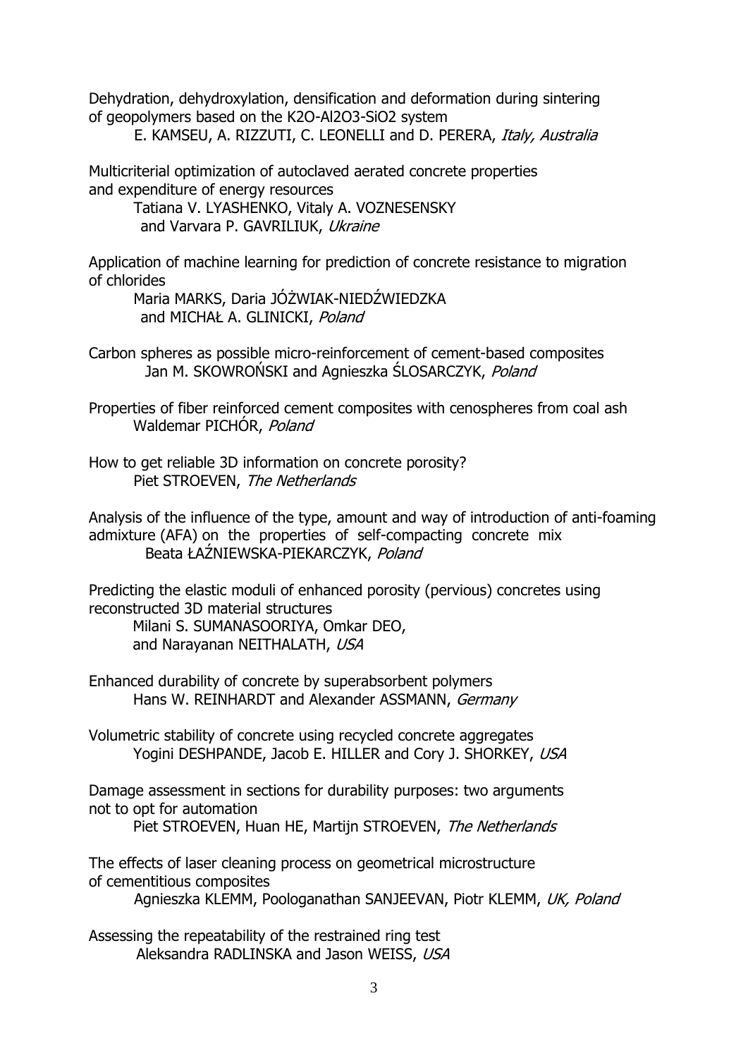Dehydration, dehydroxylation, densification and deformation during sintering of geopolymers based on the K2O-Al2O3-SiO2 system

E. KAMSEU, A. RIZZUTI, C. LEONELLI and D. PERERA, *Italy, Australia*

Multicriterial optimization of autoclaved aerated concrete properties and expenditure of energy resources

Tatiana V. LYASHENKO, Vitaly A. VOZNESENSKY and Varvara P. GAVRILIUK, *Ukraine*

Application of machine learning for prediction of concrete resistance to migration of chlorides

Maria MARKS, Daria JÓŻWIAK-NIEDŹWIEDZKA and MICHAŁ A. GLINICKI, *Poland*

Carbon spheres as possible micro-reinforcement of cement-based composites

Jan M. SKOWROŃSKI and Agnieszka ŚLOSARCZYK, *Poland*

Properties of fiber reinforced cement composites with cenospheres from coal ash

Waldemar PICHÓR, *Poland*

How to get reliable 3D information on concrete porosity?

Piet STROEVEN, *The Netherlands*

Analysis of the influence of the type, amount and way of introduction of anti-foaming admixture (AFA) on the properties of self-compacting concrete mix

Beata ŁAŹNIEWSKA-PIEKARCZYK, *Poland*

Predicting the elastic moduli of enhanced porosity (pervious) concretes using reconstructed 3D material structures

Milani S. SUMANASOORIYA, Omkar DEO, and Narayanan NEITHALATH, *USA*

Enhanced durability of concrete by superabsorbent polymers

Hans W. REINHARDT and Alexander ASSMANN, *Germany*

Volumetric stability of concrete using recycled concrete aggregates

Yogini DESHPANDE, Jacob E. HILLER and Cory J. SHORKEY, *USA*

Damage assessment in sections for durability purposes: two arguments not to opt for automation

Piet STROEVEN, Huan HE, Martijn STROEVEN, *The Netherlands*

The effects of laser cleaning process on geometrical microstructure of cementitious composites

Agnieszka KLEMM, Poologanathan SANJEEVAN, Piotr KLEMM, *UK, Poland*

Assessing the repeatability of the restrained ring test

Aleksandra RADLINSKA and Jason WEISS, *USA*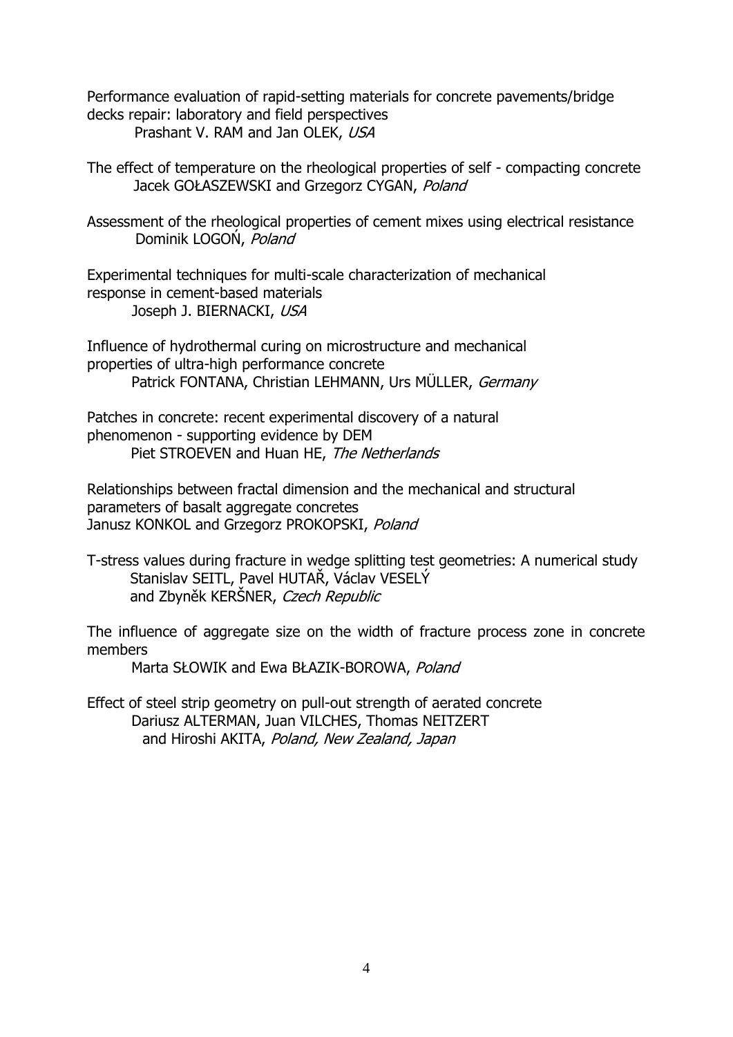Performance evaluation of rapid-setting materials for concrete pavements/bridge decks repair: laboratory and field perspectives
Prashant V. RAM and Jan OLEK, *USA*

The effect of temperature on the rheological properties of self - compacting concrete
Jacek GOŁASZEWSKI and Grzegorz CYGAN, *Poland*

Assessment of the rheological properties of cement mixes using electrical resistance
Dominik LOGOŃ, *Poland*

Experimental techniques for multi-scale characterization of mechanical response in cement-based materials
Joseph J. BIERNACKI, *USA*

Influence of hydrothermal curing on microstructure and mechanical properties of ultra-high performance concrete
Patrick FONTANA, Christian LEHMANN, Urs MÜLLER, *Germany*

Patches in concrete: recent experimental discovery of a natural phenomenon - supporting evidence by DEM
Piet STROEVEN and Huan HE, *The Netherlands*

Relationships between fractal dimension and the mechanical and structural parameters of basalt aggregate concretes
Janusz KONKOL and Grzegorz PROKOPSKI, *Poland*

T-stress values during fracture in wedge splitting test geometries: A numerical study
Stanislav SEITL, Pavel HUTAŘ, Václav VESELÝ and Zbyněk KERŠNER, *Czech Republic*

The influence of aggregate size on the width of fracture process zone in concrete members
Marta SŁOWIK and Ewa BŁAZIK-BOROWA, *Poland*

Effect of steel strip geometry on pull-out strength of aerated concrete
Dariusz ALTERMAN, Juan VILCHES, Thomas NEITZERT and Hiroshi AKITA, *Poland, New Zealand, Japan*